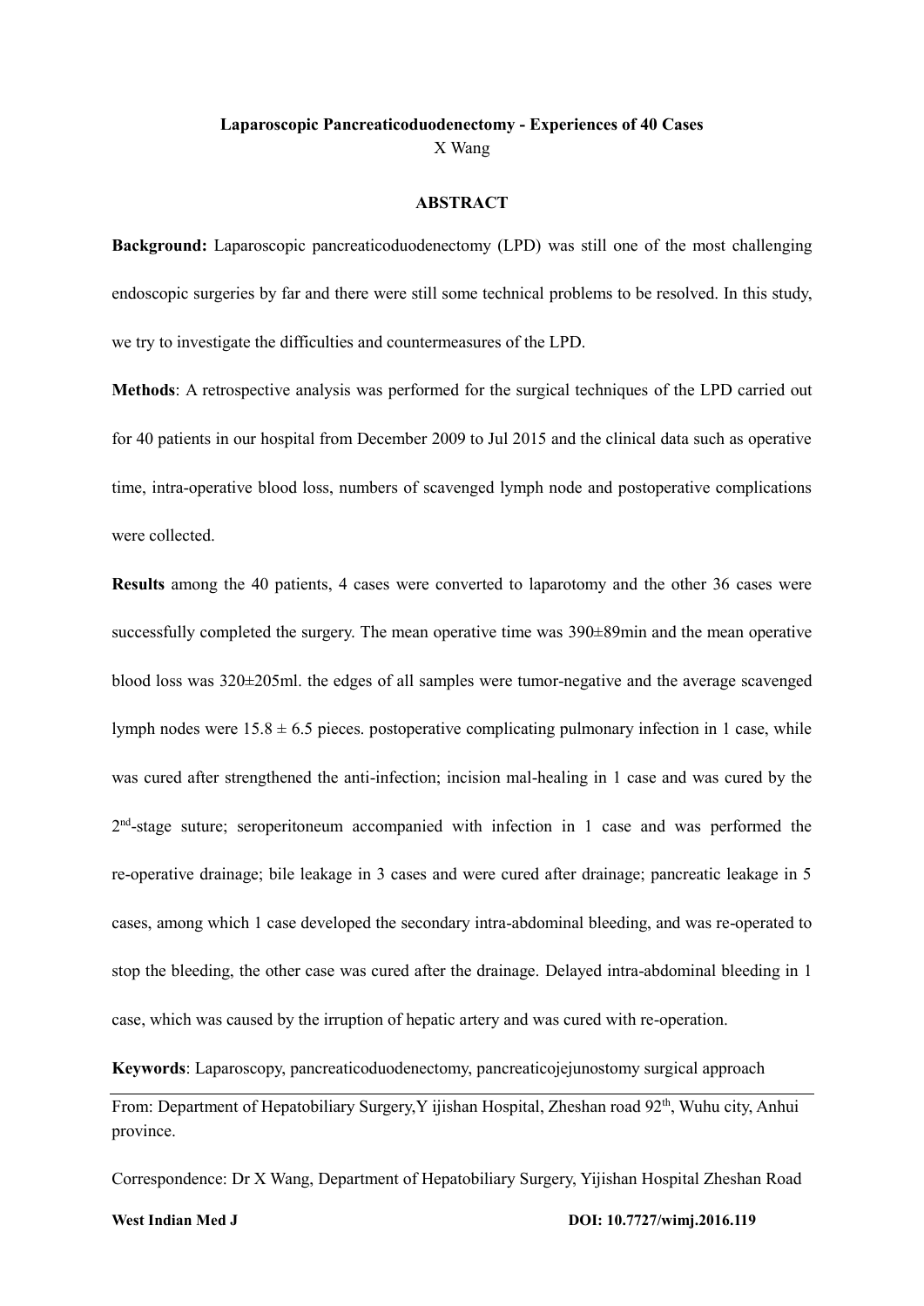**Laparoscopic Pancreaticoduodenectomy - Experiences of 40 Cases**

X Wang

**ABSTRACT**

**Background:** Laparoscopic pancreaticoduodenectomy (LPD) was still one of the most challenging endoscopic surgeries by far and there were still some technical problems to be resolved. In this study, we try to investigate the difficulties and countermeasures of the LPD.

**Methods**: A retrospective analysis was performed for the surgical techniques of the LPD carried out for 40 patients in our hospital from December 2009 to Jul 2015 and the clinical data such as operative time, intra-operative blood loss, numbers of scavenged lymph node and postoperative complications were collected.

**Results** among the 40 patients, 4 cases were converted to laparotomy and the other 36 cases were successfully completed the surgery. The mean operative time was 390±89min and the mean operative blood loss was 320±205ml. the edges of all samples were tumor-negative and the average scavenged lymph nodes were 15.8 ± 6.5 pieces. postoperative complicating pulmonary infection in 1 case, while was cured after strengthened the anti-infection; incision mal-healing in 1 case and was cured by the 2nd-stage suture; seroperitoneum accompanied with infection in 1 case and was performed the re-operative drainage; bile leakage in 3 cases and were cured after drainage; pancreatic leakage in 5 cases, among which 1 case developed the secondary intra-abdominal bleeding, and was re-operated to stop the bleeding, the other case was cured after the drainage. Delayed intra-abdominal bleeding in 1 case, which was caused by the irruption of hepatic artery and was cured with re-operation.

**Keywords**: Laparoscopy, pancreaticoduodenectomy, pancreaticojejunostomy surgical approach

From: Department of Hepatobiliary Surgery,Y ijishan Hospital, Zheshan road 92th, Wuhu city, Anhui province.

Correspondence: Dr X Wang, Department of Hepatobiliary Surgery, Yijishan Hospital Zheshan Road

**West Indian Med J** **DOI: 10.7727/wimj.2016.119**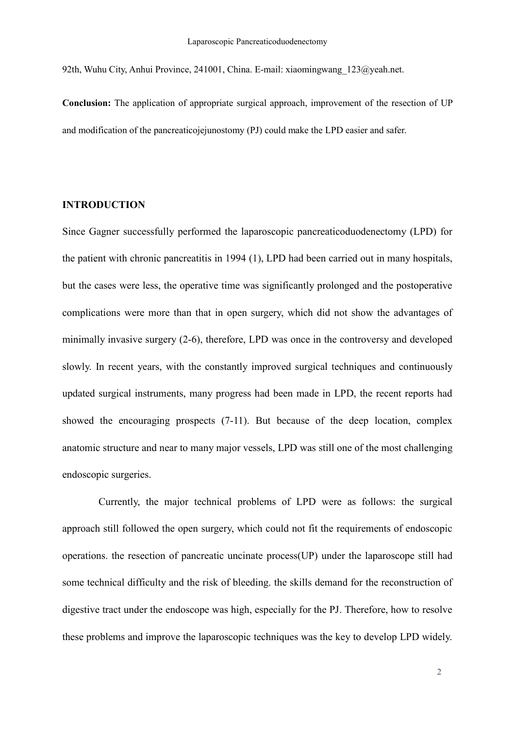92th, Wuhu City, Anhui Province, 241001, China. E-mail: xiaomingwang_123@yeah.net.

**Conclusion:** The application of appropriate surgical approach, improvement of the resection of UP and modification of the pancreaticojejunostomy (PJ) could make the LPD easier and safer.

## INTRODUCTION

Since Gagner successfully performed the laparoscopic pancreaticoduodenectomy (LPD) for the patient with chronic pancreatitis in 1994 (1), LPD had been carried out in many hospitals, but the cases were less, the operative time was significantly prolonged and the postoperative complications were more than that in open surgery, which did not show the advantages of minimally invasive surgery (2-6), therefore, LPD was once in the controversy and developed slowly. In recent years, with the constantly improved surgical techniques and continuously updated surgical instruments, many progress had been made in LPD, the recent reports had showed the encouraging prospects (7-11). But because of the deep location, complex anatomic structure and near to many major vessels, LPD was still one of the most challenging endoscopic surgeries.

Currently, the major technical problems of LPD were as follows: the surgical approach still followed the open surgery, which could not fit the requirements of endoscopic operations. the resection of pancreatic uncinate process(UP) under the laparoscope still had some technical difficulty and the risk of bleeding. the skills demand for the reconstruction of digestive tract under the endoscope was high, especially for the PJ. Therefore, how to resolve these problems and improve the laparoscopic techniques was the key to develop LPD widely.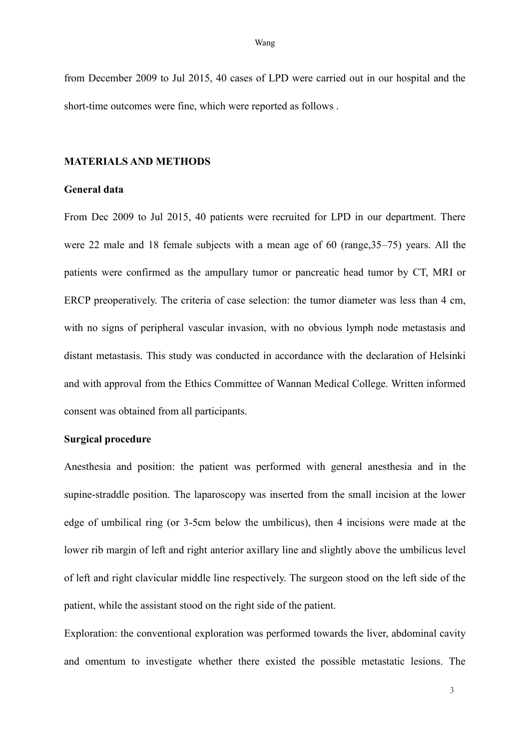from December 2009 to Jul 2015, 40 cases of LPD were carried out in our hospital and the short-time outcomes were fine, which were reported as follows .

## MATERIALS AND METHODS

### General data

From Dec 2009 to Jul 2015, 40 patients were recruited for LPD in our department. There were 22 male and 18 female subjects with a mean age of 60 (range,35–75) years. All the patients were confirmed as the ampullary tumor or pancreatic head tumor by CT, MRI or ERCP preoperatively. The criteria of case selection: the tumor diameter was less than 4 cm, with no signs of peripheral vascular invasion, with no obvious lymph node metastasis and distant metastasis. This study was conducted in accordance with the declaration of Helsinki and with approval from the Ethics Committee of Wannan Medical College. Written informed consent was obtained from all participants.

### Surgical procedure

Anesthesia and position: the patient was performed with general anesthesia and in the supine-straddle position. The laparoscopy was inserted from the small incision at the lower edge of umbilical ring (or 3-5cm below the umbilicus), then 4 incisions were made at the lower rib margin of left and right anterior axillary line and slightly above the umbilicus level of left and right clavicular middle line respectively. The surgeon stood on the left side of the patient, while the assistant stood on the right side of the patient.

Exploration: the conventional exploration was performed towards the liver, abdominal cavity and omentum to investigate whether there existed the possible metastatic lesions. The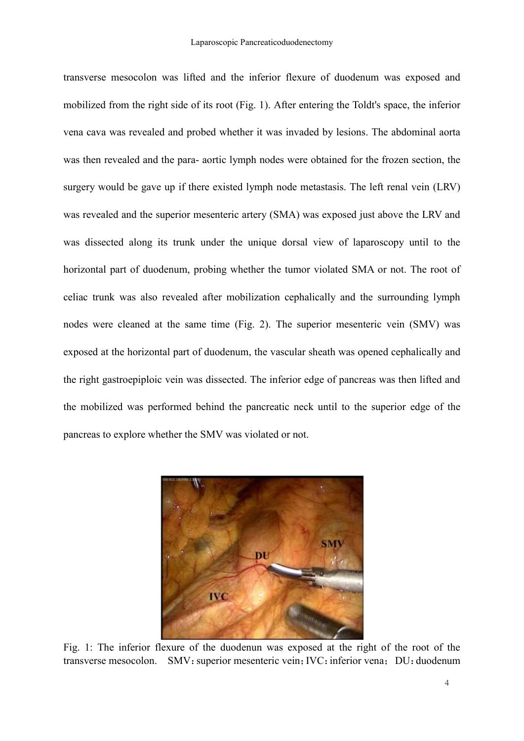transverse mesocolon was lifted and the inferior flexure of duodenum was exposed and mobilized from the right side of its root (Fig. 1). After entering the Toldt's space, the inferior vena cava was revealed and probed whether it was invaded by lesions. The abdominal aorta was then revealed and the para- aortic lymph nodes were obtained for the frozen section, the surgery would be gave up if there existed lymph node metastasis. The left renal vein (LRV) was revealed and the superior mesenteric artery (SMA) was exposed just above the LRV and was dissected along its trunk under the unique dorsal view of laparoscopy until to the horizontal part of duodenum, probing whether the tumor violated SMA or not. The root of celiac trunk was also revealed after mobilization cephalically and the surrounding lymph nodes were cleaned at the same time (Fig. 2). The superior mesenteric vein (SMV) was exposed at the horizontal part of duodenum, the vascular sheath was opened cephalically and the right gastroepiploic vein was dissected. The inferior edge of pancreas was then lifted and the mobilized was performed behind the pancreatic neck until to the superior edge of the pancreas to explore whether the SMV was violated or not.

Fig. 1: The inferior flexure of the duodenun was exposed at the right of the root of the transverse mesocolon. SMV：superior mesenteric vein；IVC：inferior vena； DU：duodenum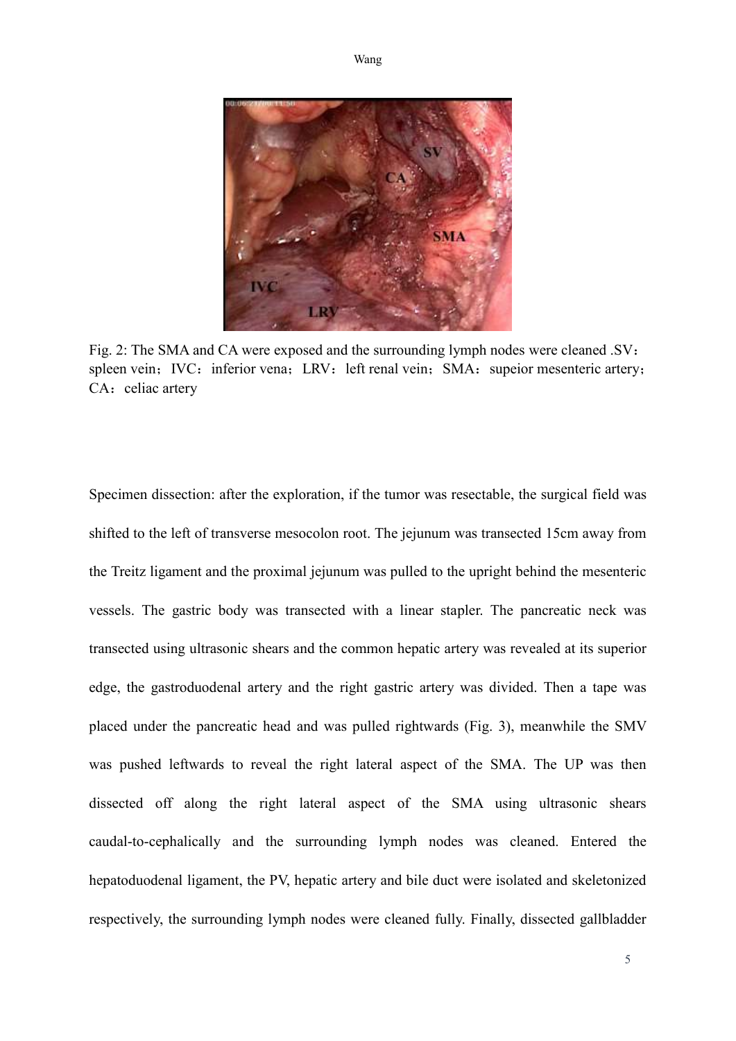Fig. 2: The SMA and CA were exposed and the surrounding lymph nodes were cleaned .SV：spleen vein；IVC：inferior vena；LRV：left renal vein；SMA：supeior mesenteric artery；CA：celiac artery

Specimen dissection: after the exploration, if the tumor was resectable, the surgical field was shifted to the left of transverse mesocolon root. The jejunum was transected 15cm away from the Treitz ligament and the proximal jejunum was pulled to the upright behind the mesenteric vessels. The gastric body was transected with a linear stapler. The pancreatic neck was transected using ultrasonic shears and the common hepatic artery was revealed at its superior edge, the gastroduodenal artery and the right gastric artery was divided. Then a tape was placed under the pancreatic head and was pulled rightwards (Fig. 3), meanwhile the SMV was pushed leftwards to reveal the right lateral aspect of the SMA. The UP was then dissected off along the right lateral aspect of the SMA using ultrasonic shears caudal-to-cephalically and the surrounding lymph nodes was cleaned. Entered the hepatoduodenal ligament, the PV, hepatic artery and bile duct were isolated and skeletonized respectively, the surrounding lymph nodes were cleaned fully. Finally, dissected gallbladder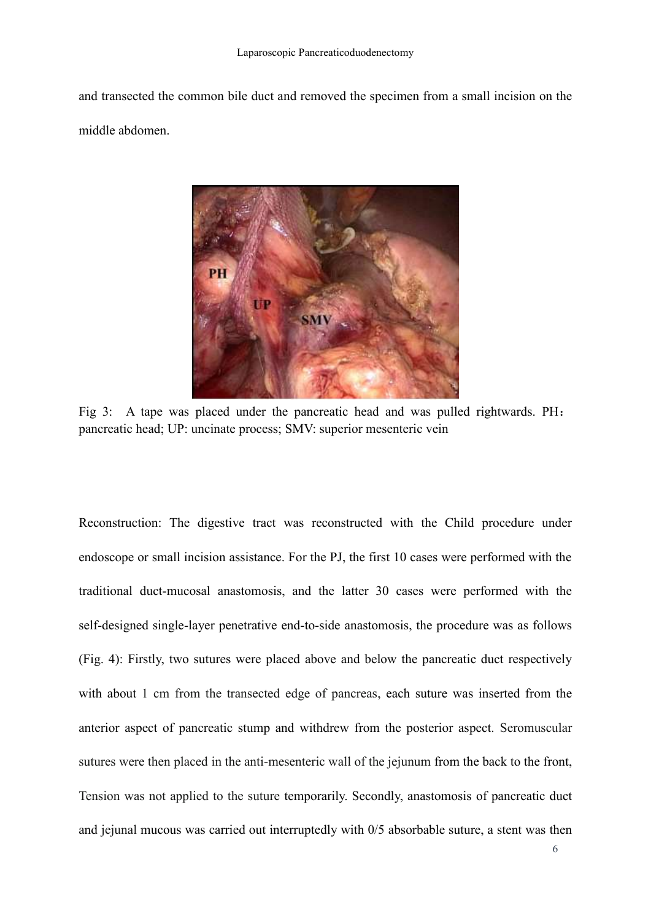and transected the common bile duct and removed the specimen from a small incision on the middle abdomen.

Fig 3: A tape was placed under the pancreatic head and was pulled rightwards. PH：pancreatic head; UP: uncinate process; SMV: superior mesenteric vein

Reconstruction: The digestive tract was reconstructed with the Child procedure under endoscope or small incision assistance. For the PJ, the first 10 cases were performed with the traditional duct-mucosal anastomosis, and the latter 30 cases were performed with the self-designed single-layer penetrative end-to-side anastomosis, the procedure was as follows (Fig. 4): Firstly, two sutures were placed above and below the pancreatic duct respectively with about 1 cm from the transected edge of pancreas, each suture was inserted from the anterior aspect of pancreatic stump and withdrew from the posterior aspect. Seromuscular sutures were then placed in the anti-mesenteric wall of the jejunum from the back to the front, Tension was not applied to the suture temporarily. Secondly, anastomosis of pancreatic duct and jejunal mucous was carried out interruptedly with 0/5 absorbable suture, a stent was then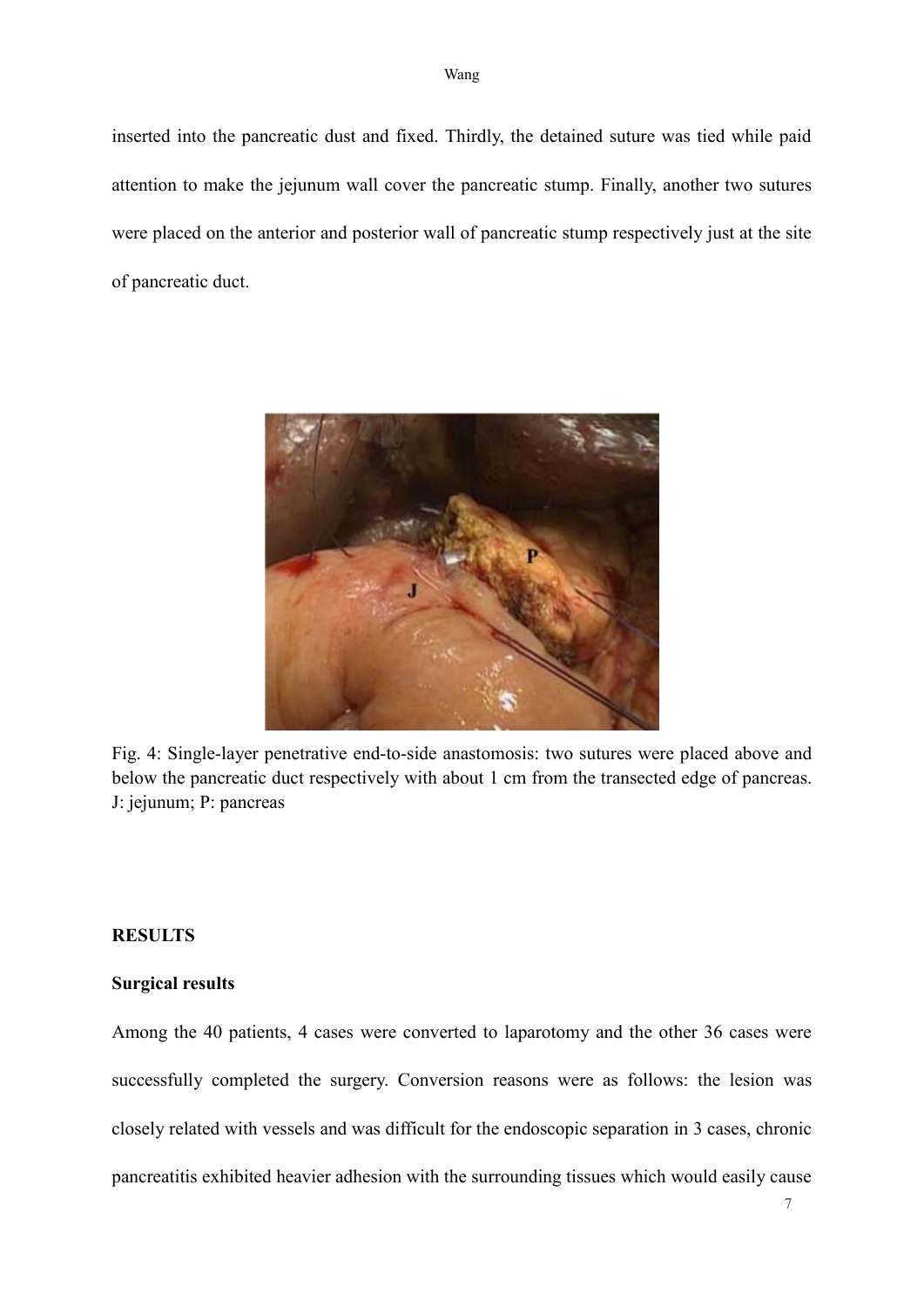inserted into the pancreatic dust and fixed. Thirdly, the detained suture was tied while paid attention to make the jejunum wall cover the pancreatic stump. Finally, another two sutures were placed on the anterior and posterior wall of pancreatic stump respectively just at the site of pancreatic duct.

Fig. 4: Single-layer penetrative end-to-side anastomosis: two sutures were placed above and below the pancreatic duct respectively with about 1 cm from the transected edge of pancreas. J: jejunum; P: pancreas

## RESULTS

### Surgical results

Among the 40 patients, 4 cases were converted to laparotomy and the other 36 cases were successfully completed the surgery. Conversion reasons were as follows: the lesion was closely related with vessels and was difficult for the endoscopic separation in 3 cases, chronic pancreatitis exhibited heavier adhesion with the surrounding tissues which would easily cause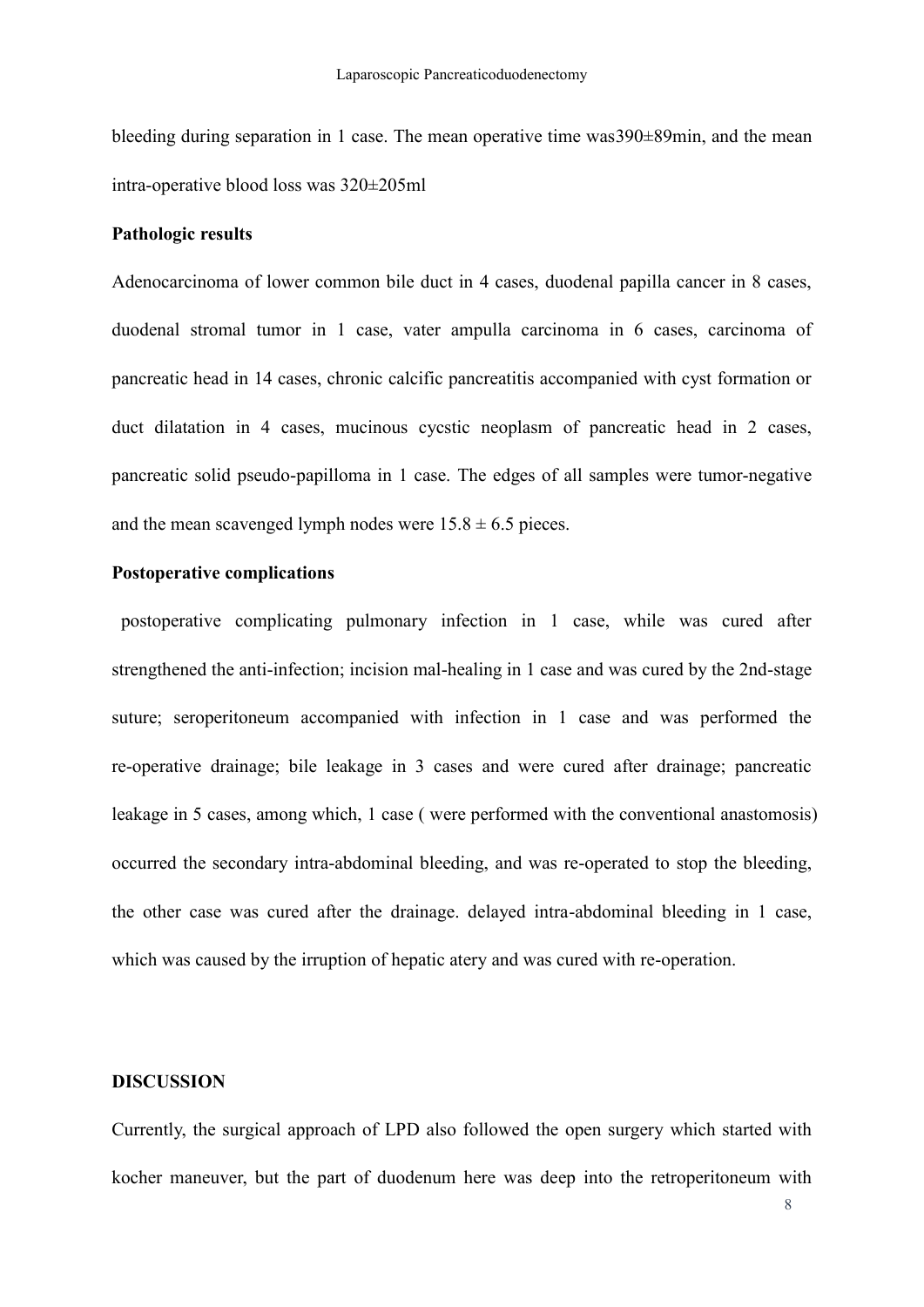bleeding during separation in 1 case. The mean operative time was390±89min, and the mean intra-operative blood loss was 320±205ml

**Pathologic results**

Adenocarcinoma of lower common bile duct in 4 cases, duodenal papilla cancer in 8 cases, duodenal stromal tumor in 1 case, vater ampulla carcinoma in 6 cases, carcinoma of pancreatic head in 14 cases, chronic calcific pancreatitis accompanied with cyst formation or duct dilatation in 4 cases, mucinous cycstic neoplasm of pancreatic head in 2 cases, pancreatic solid pseudo-papilloma in 1 case. The edges of all samples were tumor-negative and the mean scavenged lymph nodes were 15.8 ± 6.5 pieces.

**Postoperative complications**

postoperative complicating pulmonary infection in 1 case, while was cured after strengthened the anti-infection; incision mal-healing in 1 case and was cured by the 2nd-stage suture; seroperitoneum accompanied with infection in 1 case and was performed the re-operative drainage; bile leakage in 3 cases and were cured after drainage; pancreatic leakage in 5 cases, among which, 1 case ( were performed with the conventional anastomosis) occurred the secondary intra-abdominal bleeding, and was re-operated to stop the bleeding, the other case was cured after the drainage. delayed intra-abdominal bleeding in 1 case, which was caused by the irruption of hepatic atery and was cured with re-operation.

## DISCUSSION

Currently, the surgical approach of LPD also followed the open surgery which started with kocher maneuver, but the part of duodenum here was deep into the retroperitoneum with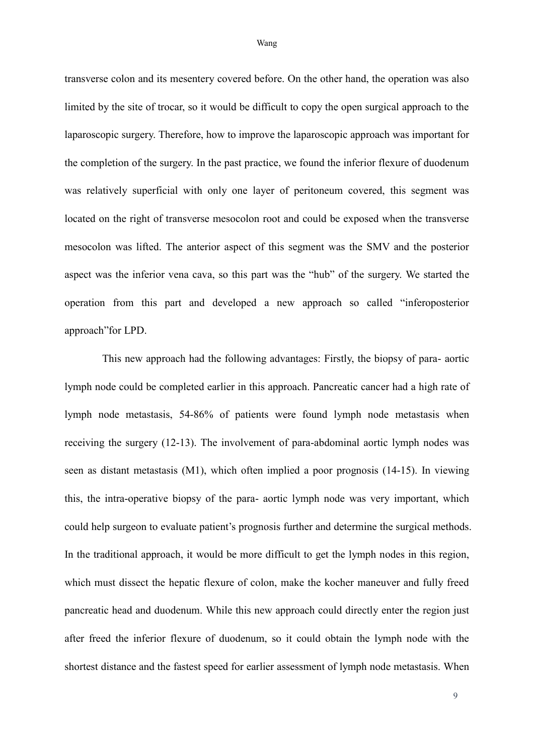transverse colon and its mesentery covered before. On the other hand, the operation was also limited by the site of trocar, so it would be difficult to copy the open surgical approach to the laparoscopic surgery. Therefore, how to improve the laparoscopic approach was important for the completion of the surgery. In the past practice, we found the inferior flexure of duodenum was relatively superficial with only one layer of peritoneum covered, this segment was located on the right of transverse mesocolon root and could be exposed when the transverse mesocolon was lifted. The anterior aspect of this segment was the SMV and the posterior aspect was the inferior vena cava, so this part was the "hub" of the surgery. We started the operation from this part and developed a new approach so called "inferoposterior approach"for LPD.

This new approach had the following advantages: Firstly, the biopsy of para- aortic lymph node could be completed earlier in this approach. Pancreatic cancer had a high rate of lymph node metastasis, 54-86% of patients were found lymph node metastasis when receiving the surgery (12-13). The involvement of para-abdominal aortic lymph nodes was seen as distant metastasis (M1), which often implied a poor prognosis (14-15). In viewing this, the intra-operative biopsy of the para- aortic lymph node was very important, which could help surgeon to evaluate patient's prognosis further and determine the surgical methods. In the traditional approach, it would be more difficult to get the lymph nodes in this region, which must dissect the hepatic flexure of colon, make the kocher maneuver and fully freed pancreatic head and duodenum. While this new approach could directly enter the region just after freed the inferior flexure of duodenum, so it could obtain the lymph node with the shortest distance and the fastest speed for earlier assessment of lymph node metastasis. When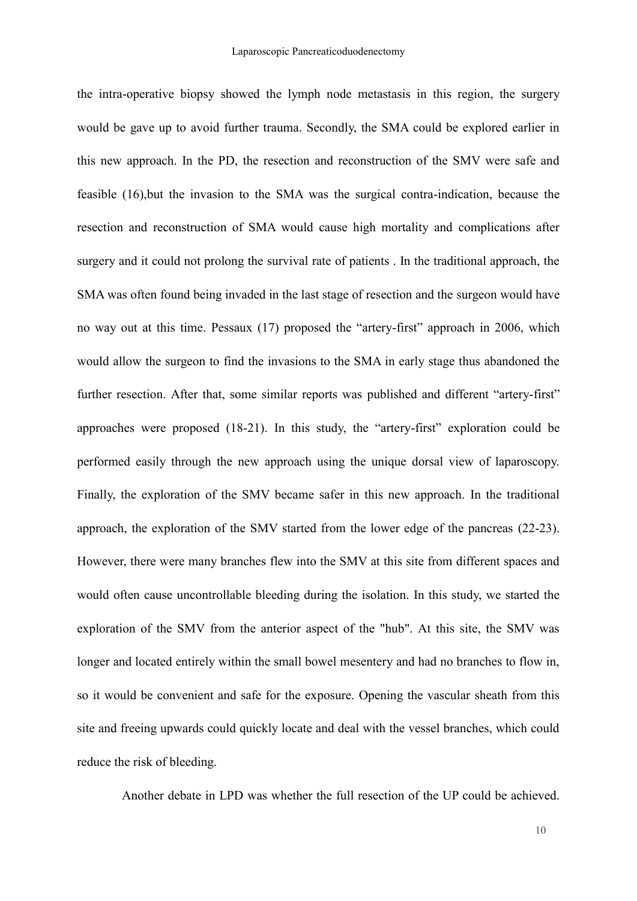the intra-operative biopsy showed the lymph node metastasis in this region, the surgery would be gave up to avoid further trauma. Secondly, the SMA could be explored earlier in this new approach. In the PD, the resection and reconstruction of the SMV were safe and feasible (16),but the invasion to the SMA was the surgical contra-indication, because the resection and reconstruction of SMA would cause high mortality and complications after surgery and it could not prolong the survival rate of patients . In the traditional approach, the SMA was often found being invaded in the last stage of resection and the surgeon would have no way out at this time. Pessaux (17) proposed the "artery-first" approach in 2006, which would allow the surgeon to find the invasions to the SMA in early stage thus abandoned the further resection. After that, some similar reports was published and different "artery-first" approaches were proposed (18-21). In this study, the "artery-first" exploration could be performed easily through the new approach using the unique dorsal view of laparoscopy. Finally, the exploration of the SMV became safer in this new approach. In the traditional approach, the exploration of the SMV started from the lower edge of the pancreas (22-23). However, there were many branches flew into the SMV at this site from different spaces and would often cause uncontrollable bleeding during the isolation. In this study, we started the exploration of the SMV from the anterior aspect of the "hub". At this site, the SMV was longer and located entirely within the small bowel mesentery and had no branches to flow in, so it would be convenient and safe for the exposure. Opening the vascular sheath from this site and freeing upwards could quickly locate and deal with the vessel branches, which could reduce the risk of bleeding.

Another debate in LPD was whether the full resection of the UP could be achieved.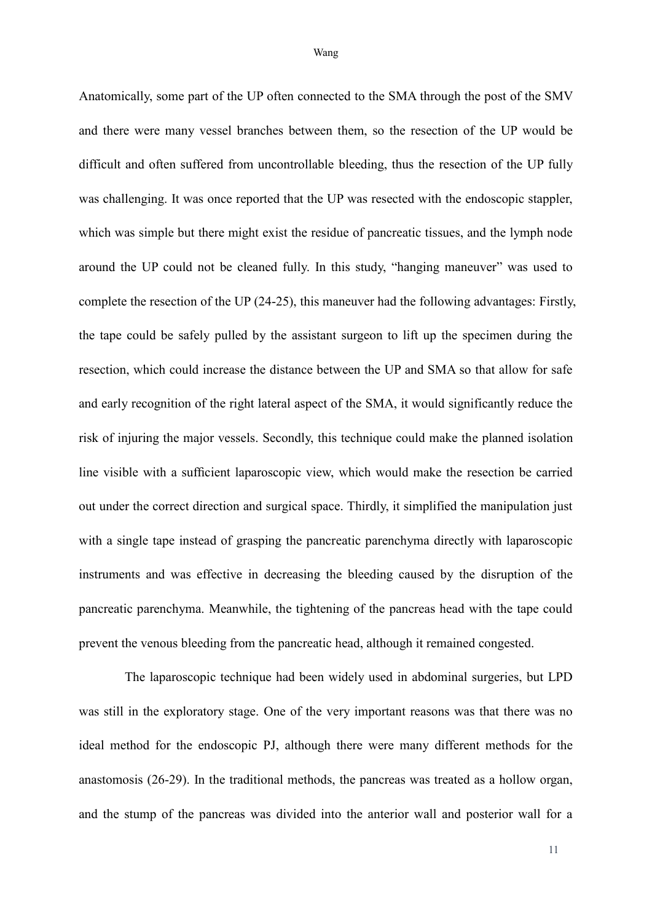Anatomically, some part of the UP often connected to the SMA through the post of the SMV and there were many vessel branches between them, so the resection of the UP would be difficult and often suffered from uncontrollable bleeding, thus the resection of the UP fully was challenging. It was once reported that the UP was resected with the endoscopic stappler, which was simple but there might exist the residue of pancreatic tissues, and the lymph node around the UP could not be cleaned fully. In this study, "hanging maneuver" was used to complete the resection of the UP (24-25), this maneuver had the following advantages: Firstly, the tape could be safely pulled by the assistant surgeon to lift up the specimen during the resection, which could increase the distance between the UP and SMA so that allow for safe and early recognition of the right lateral aspect of the SMA, it would significantly reduce the risk of injuring the major vessels. Secondly, this technique could make the planned isolation line visible with a sufficient laparoscopic view, which would make the resection be carried out under the correct direction and surgical space. Thirdly, it simplified the manipulation just with a single tape instead of grasping the pancreatic parenchyma directly with laparoscopic instruments and was effective in decreasing the bleeding caused by the disruption of the pancreatic parenchyma. Meanwhile, the tightening of the pancreas head with the tape could prevent the venous bleeding from the pancreatic head, although it remained congested.

The laparoscopic technique had been widely used in abdominal surgeries, but LPD was still in the exploratory stage. One of the very important reasons was that there was no ideal method for the endoscopic PJ, although there were many different methods for the anastomosis (26-29). In the traditional methods, the pancreas was treated as a hollow organ, and the stump of the pancreas was divided into the anterior wall and posterior wall for a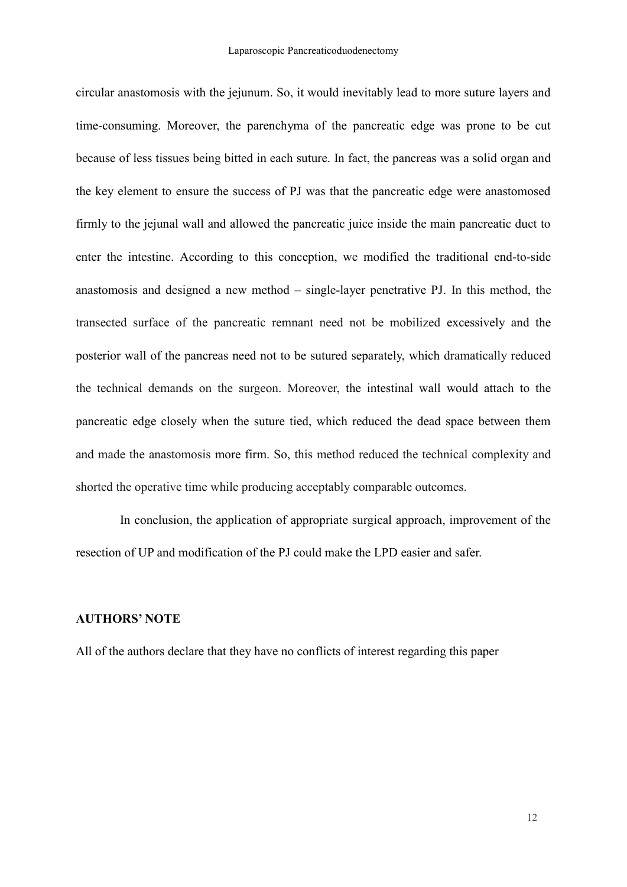circular anastomosis with the jejunum. So, it would inevitably lead to more suture layers and time-consuming. Moreover, the parenchyma of the pancreatic edge was prone to be cut because of less tissues being bitted in each suture. In fact, the pancreas was a solid organ and the key element to ensure the success of PJ was that the pancreatic edge were anastomosed firmly to the jejunal wall and allowed the pancreatic juice inside the main pancreatic duct to enter the intestine. According to this conception, we modified the traditional end-to-side anastomosis and designed a new method – single-layer penetrative PJ. In this method, the transected surface of the pancreatic remnant need not be mobilized excessively and the posterior wall of the pancreas need not to be sutured separately, which dramatically reduced the technical demands on the surgeon. Moreover, the intestinal wall would attach to the pancreatic edge closely when the suture tied, which reduced the dead space between them and made the anastomosis more firm. So, this method reduced the technical complexity and shorted the operative time while producing acceptably comparable outcomes.

In conclusion, the application of appropriate surgical approach, improvement of the resection of UP and modification of the PJ could make the LPD easier and safer.

## AUTHORS' NOTE

All of the authors declare that they have no conflicts of interest regarding this paper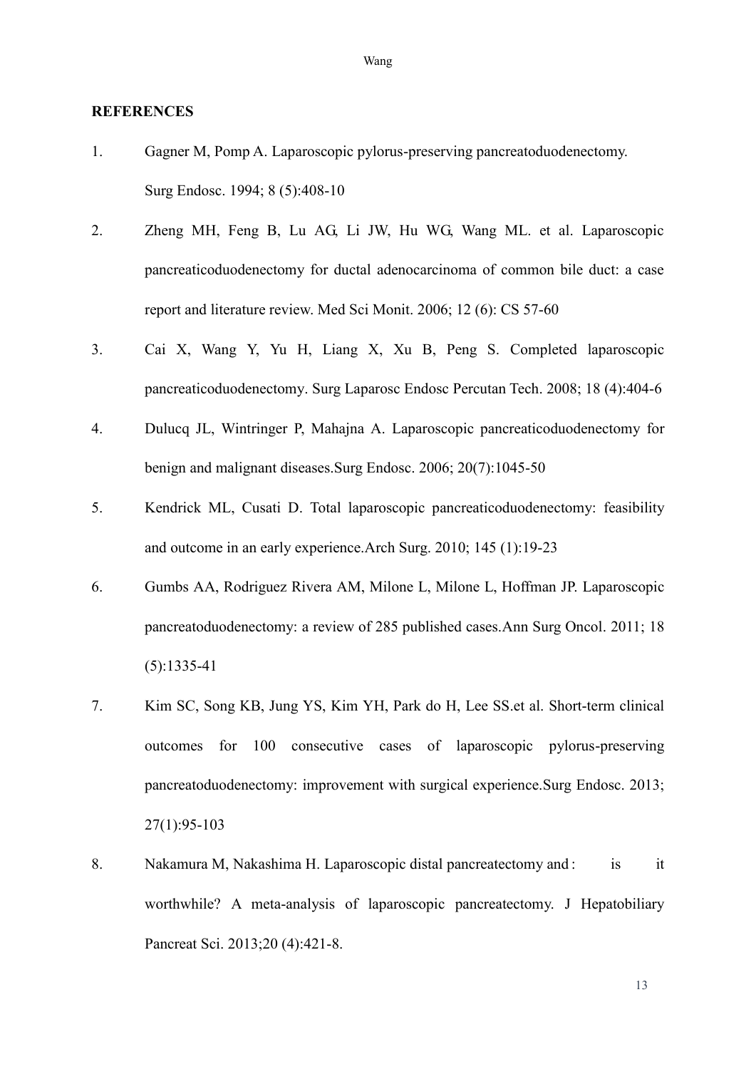**REFERENCES**

1. Gagner M, Pomp A. Laparoscopic pylorus-preserving pancreatoduodenectomy. Surg Endosc. 1994; 8 (5):408-10
2. Zheng MH, Feng B, Lu AG, Li JW, Hu WG, Wang ML. et al. Laparoscopic pancreaticoduodenectomy for ductal adenocarcinoma of common bile duct: a case report and literature review. Med Sci Monit. 2006; 12 (6): CS 57-60
3. Cai X, Wang Y, Yu H, Liang X, Xu B, Peng S. Completed laparoscopic pancreaticoduodenectomy. Surg Laparosc Endosc Percutan Tech. 2008; 18 (4):404-6
4. Dulucq JL, Wintringer P, Mahajna A. Laparoscopic pancreaticoduodenectomy for benign and malignant diseases.Surg Endosc. 2006; 20(7):1045-50
5. Kendrick ML, Cusati D. Total laparoscopic pancreaticoduodenectomy: feasibility and outcome in an early experience.Arch Surg. 2010; 145 (1):19-23
6. Gumbs AA, Rodriguez Rivera AM, Milone L, Milone L, Hoffman JP. Laparoscopic pancreatoduodenectomy: a review of 285 published cases.Ann Surg Oncol. 2011; 18 (5):1335-41
7. Kim SC, Song KB, Jung YS, Kim YH, Park do H, Lee SS.et al. Short-term clinical outcomes for 100 consecutive cases of laparoscopic pylorus-preserving pancreatoduodenectomy: improvement with surgical experience.Surg Endosc. 2013; 27(1):95-103
8. Nakamura M, Nakashima H. Laparoscopic distal pancreatectomy and : is it worthwhile? A meta-analysis of laparoscopic pancreatectomy. J Hepatobiliary Pancreat Sci. 2013;20 (4):421-8.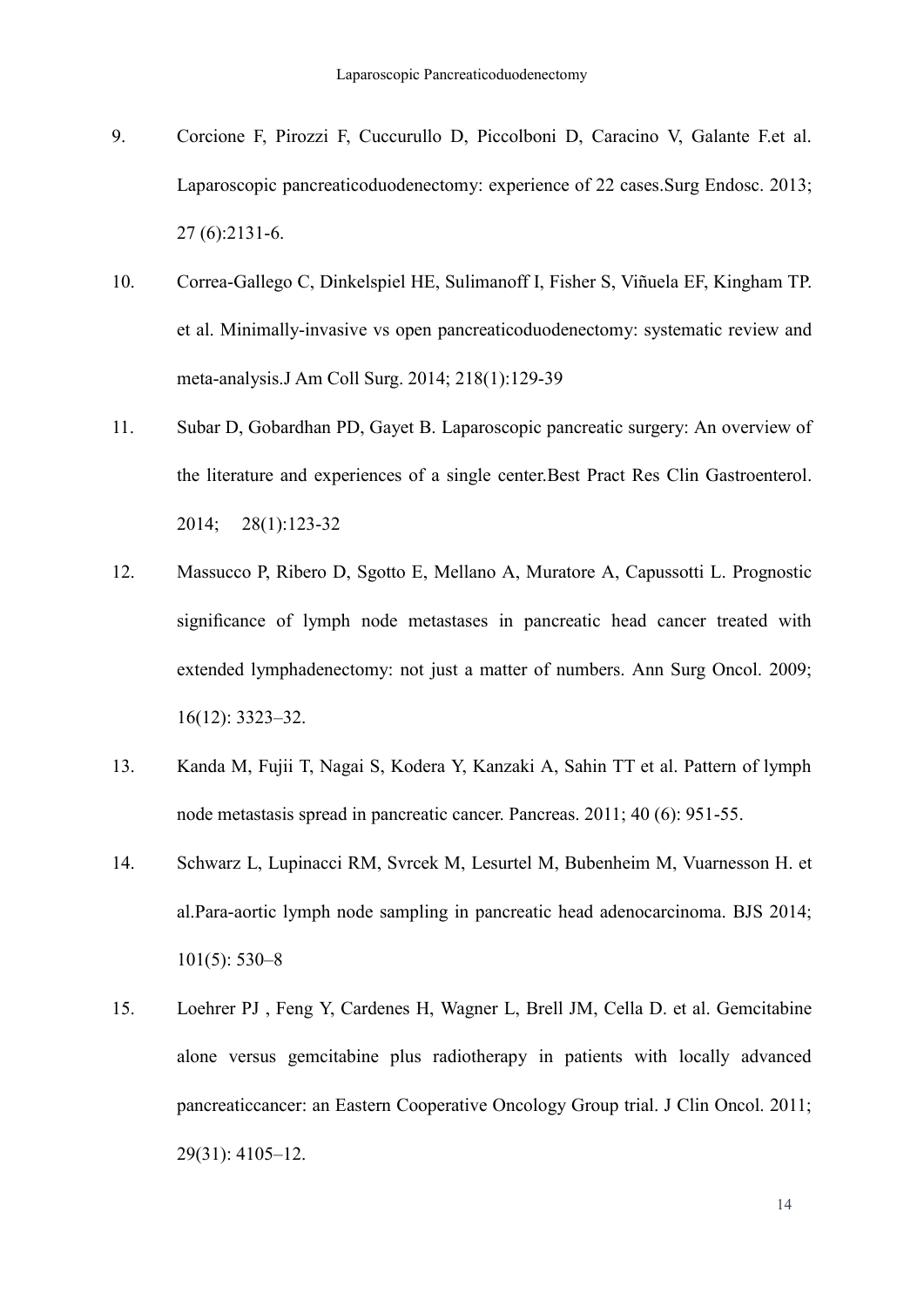9. Corcione F, Pirozzi F, Cuccurullo D, Piccolboni D, Caracino V, Galante F.et al. Laparoscopic pancreaticoduodenectomy: experience of 22 cases.Surg Endosc. 2013; 27 (6):2131-6.

10. Correa-Gallego C, Dinkelspiel HE, Sulimanoff I, Fisher S, Viñuela EF, Kingham TP. et al. Minimally-invasive vs open pancreaticoduodenectomy: systematic review and meta-analysis.J Am Coll Surg. 2014; 218(1):129-39

11. Subar D, Gobardhan PD, Gayet B. Laparoscopic pancreatic surgery: An overview of the literature and experiences of a single center.Best Pract Res Clin Gastroenterol. 2014; 28(1):123-32

12. Massucco P, Ribero D, Sgotto E, Mellano A, Muratore A, Capussotti L. Prognostic significance of lymph node metastases in pancreatic head cancer treated with extended lymphadenectomy: not just a matter of numbers. Ann Surg Oncol. 2009; 16(12): 3323–32.

13. Kanda M, Fujii T, Nagai S, Kodera Y, Kanzaki A, Sahin TT et al. Pattern of lymph node metastasis spread in pancreatic cancer. Pancreas. 2011; 40 (6): 951-55.

14. Schwarz L, Lupinacci RM, Svrcek M, Lesurtel M, Bubenheim M, Vuarnesson H. et al.Para-aortic lymph node sampling in pancreatic head adenocarcinoma. BJS 2014; 101(5): 530–8

15. Loehrer PJ , Feng Y, Cardenes H, Wagner L, Brell JM, Cella D. et al. Gemcitabine alone versus gemcitabine plus radiotherapy in patients with locally advanced pancreaticcancer: an Eastern Cooperative Oncology Group trial. J Clin Oncol. 2011; 29(31): 4105–12.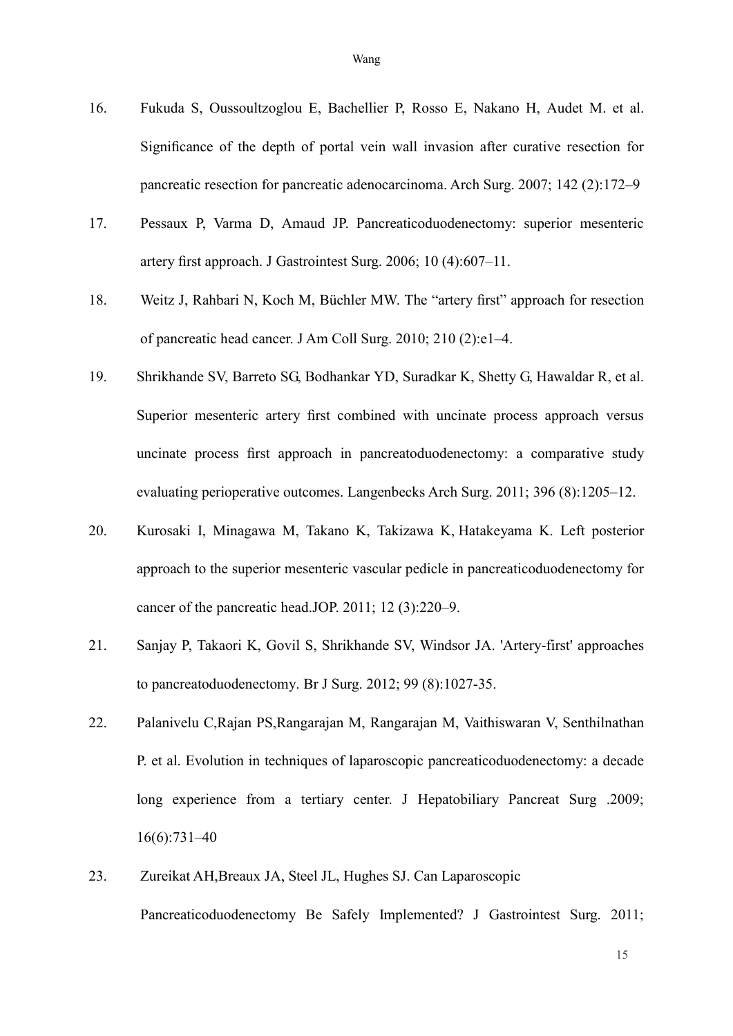16. Fukuda S, Oussoultzoglou E, Bachellier P, Rosso E, Nakano H, Audet M. et al. Significance of the depth of portal vein wall invasion after curative resection for pancreatic resection for pancreatic adenocarcinoma. Arch Surg. 2007; 142 (2):172–9

17. Pessaux P, Varma D, Amaud JP. Pancreaticoduodenectomy: superior mesenteric artery first approach. J Gastrointest Surg. 2006; 10 (4):607–11.

18. Weitz J, Rahbari N, Koch M, Büchler MW. The "artery first" approach for resection of pancreatic head cancer. J Am Coll Surg. 2010; 210 (2):e1–4.

19. Shrikhande SV, Barreto SG, Bodhankar YD, Suradkar K, Shetty G, Hawaldar R, et al. Superior mesenteric artery first combined with uncinate process approach versus uncinate process first approach in pancreatoduodenectomy: a comparative study evaluating perioperative outcomes. Langenbecks Arch Surg. 2011; 396 (8):1205–12.

20. Kurosaki I, Minagawa M, Takano K, Takizawa K, Hatakeyama K. Left posterior approach to the superior mesenteric vascular pedicle in pancreaticoduodenectomy for cancer of the pancreatic head.JOP. 2011; 12 (3):220–9.

21. Sanjay P, Takaori K, Govil S, Shrikhande SV, Windsor JA. 'Artery-first' approaches to pancreatoduodenectomy. Br J Surg. 2012; 99 (8):1027-35.

22. Palanivelu C,Rajan PS,Rangarajan M, Rangarajan M, Vaithiswaran V, Senthilnathan P. et al. Evolution in techniques of laparoscopic pancreaticoduodenectomy: a decade long experience from a tertiary center. J Hepatobiliary Pancreat Surg .2009; 16(6):731–40

23. Zureikat AH,Breaux JA, Steel JL, Hughes SJ. Can Laparoscopic Pancreaticoduodenectomy Be Safely Implemented? J Gastrointest Surg. 2011;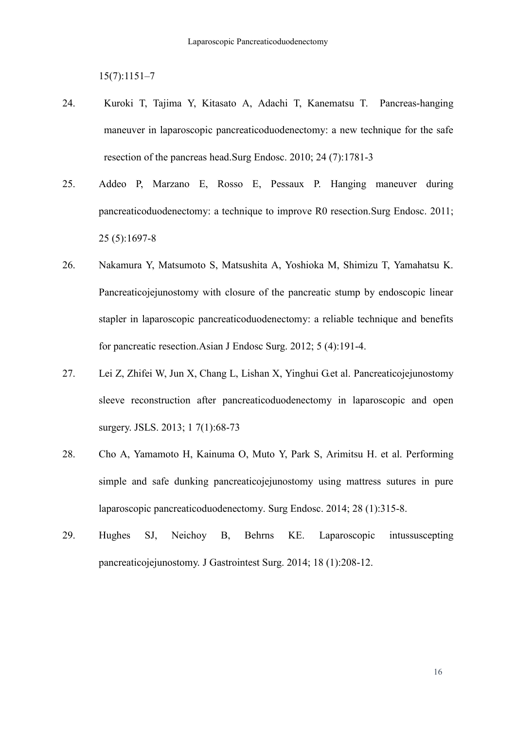15(7):1151–7

24. Kuroki T, Tajima Y, Kitasato A, Adachi T, Kanematsu T. Pancreas-hanging maneuver in laparoscopic pancreaticoduodenectomy: a new technique for the safe resection of the pancreas head.Surg Endosc. 2010; 24 (7):1781-3

25. Addeo P, Marzano E, Rosso E, Pessaux P. Hanging maneuver during pancreaticoduodenectomy: a technique to improve R0 resection.Surg Endosc. 2011; 25 (5):1697-8

26. Nakamura Y, Matsumoto S, Matsushita A, Yoshioka M, Shimizu T, Yamahatsu K. Pancreaticojejunostomy with closure of the pancreatic stump by endoscopic linear stapler in laparoscopic pancreaticoduodenectomy: a reliable technique and benefits for pancreatic resection.Asian J Endosc Surg. 2012; 5 (4):191-4.

27. Lei Z, Zhifei W, Jun X, Chang L, Lishan X, Yinghui G.et al. Pancreaticojejunostomy sleeve reconstruction after pancreaticoduodenectomy in laparoscopic and open surgery. JSLS. 2013; 1 7(1):68-73

28. Cho A, Yamamoto H, Kainuma O, Muto Y, Park S, Arimitsu H. et al. Performing simple and safe dunking pancreaticojejunostomy using mattress sutures in pure laparoscopic pancreaticoduodenectomy. Surg Endosc. 2014; 28 (1):315-8.

29. Hughes SJ, Neichoy B, Behrns KE. Laparoscopic intussuscepting pancreaticojejunostomy. J Gastrointest Surg. 2014; 18 (1):208-12.